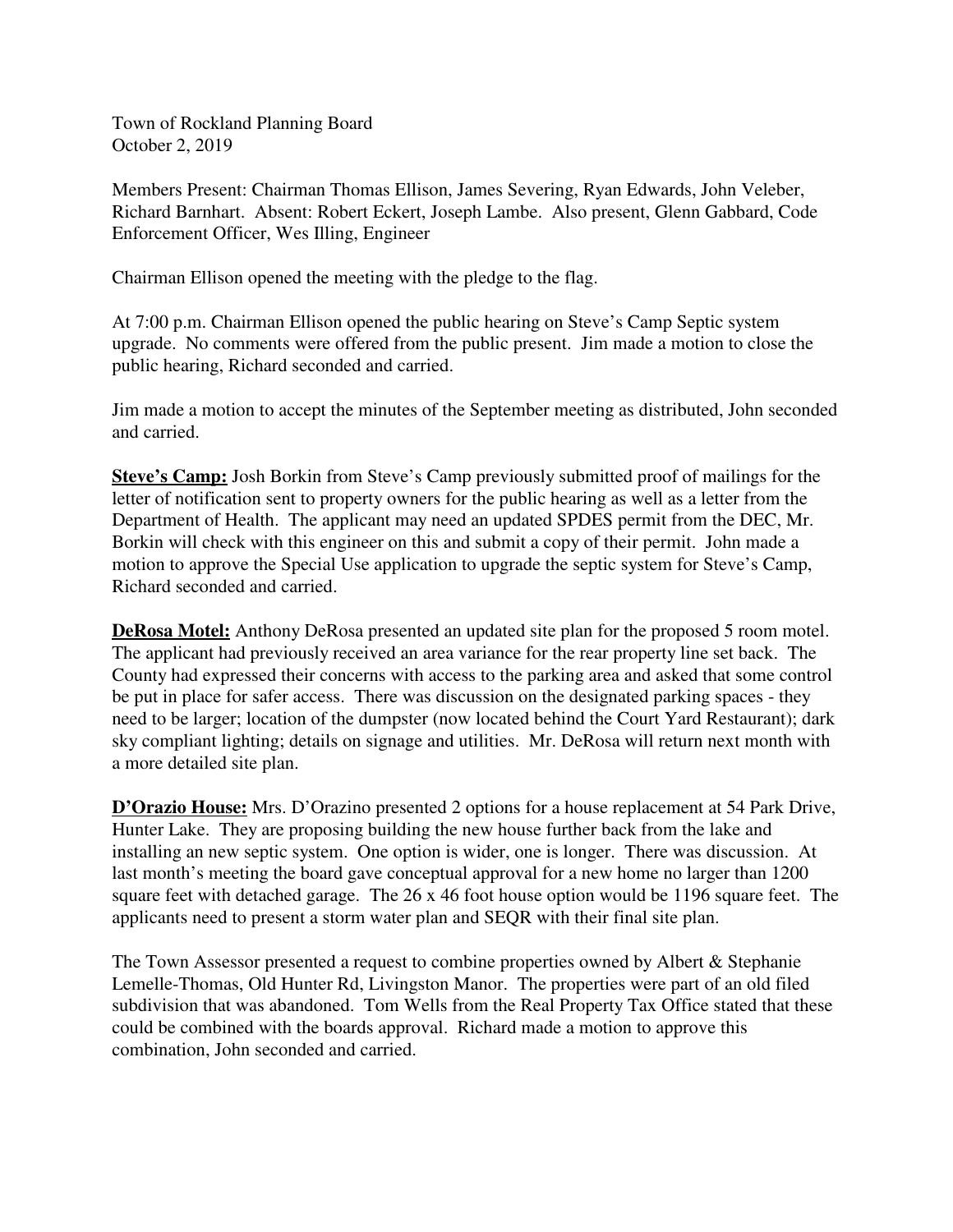Town of Rockland Planning Board
October 2, 2019

Members Present: Chairman Thomas Ellison, James Severing, Ryan Edwards, John Veleber, Richard Barnhart. Absent: Robert Eckert, Joseph Lambe. Also present, Glenn Gabbard, Code Enforcement Officer, Wes Illing, Engineer

Chairman Ellison opened the meeting with the pledge to the flag.

At 7:00 p.m. Chairman Ellison opened the public hearing on Steve's Camp Septic system upgrade. No comments were offered from the public present. Jim made a motion to close the public hearing, Richard seconded and carried.

Jim made a motion to accept the minutes of the September meeting as distributed, John seconded and carried.

**Steve's Camp:** Josh Borkin from Steve's Camp previously submitted proof of mailings for the letter of notification sent to property owners for the public hearing as well as a letter from the Department of Health. The applicant may need an updated SPDES permit from the DEC, Mr. Borkin will check with this engineer on this and submit a copy of their permit. John made a motion to approve the Special Use application to upgrade the septic system for Steve's Camp, Richard seconded and carried.

**DeRosa Motel:** Anthony DeRosa presented an updated site plan for the proposed 5 room motel. The applicant had previously received an area variance for the rear property line set back. The County had expressed their concerns with access to the parking area and asked that some control be put in place for safer access. There was discussion on the designated parking spaces - they need to be larger; location of the dumpster (now located behind the Court Yard Restaurant); dark sky compliant lighting; details on signage and utilities. Mr. DeRosa will return next month with a more detailed site plan.

**D'Orazio House:** Mrs. D'Orazino presented 2 options for a house replacement at 54 Park Drive, Hunter Lake. They are proposing building the new house further back from the lake and installing an new septic system. One option is wider, one is longer. There was discussion. At last month's meeting the board gave conceptual approval for a new home no larger than 1200 square feet with detached garage. The 26 x 46 foot house option would be 1196 square feet. The applicants need to present a storm water plan and SEQR with their final site plan.

The Town Assessor presented a request to combine properties owned by Albert & Stephanie Lemelle-Thomas, Old Hunter Rd, Livingston Manor. The properties were part of an old filed subdivision that was abandoned. Tom Wells from the Real Property Tax Office stated that these could be combined with the boards approval. Richard made a motion to approve this combination, John seconded and carried.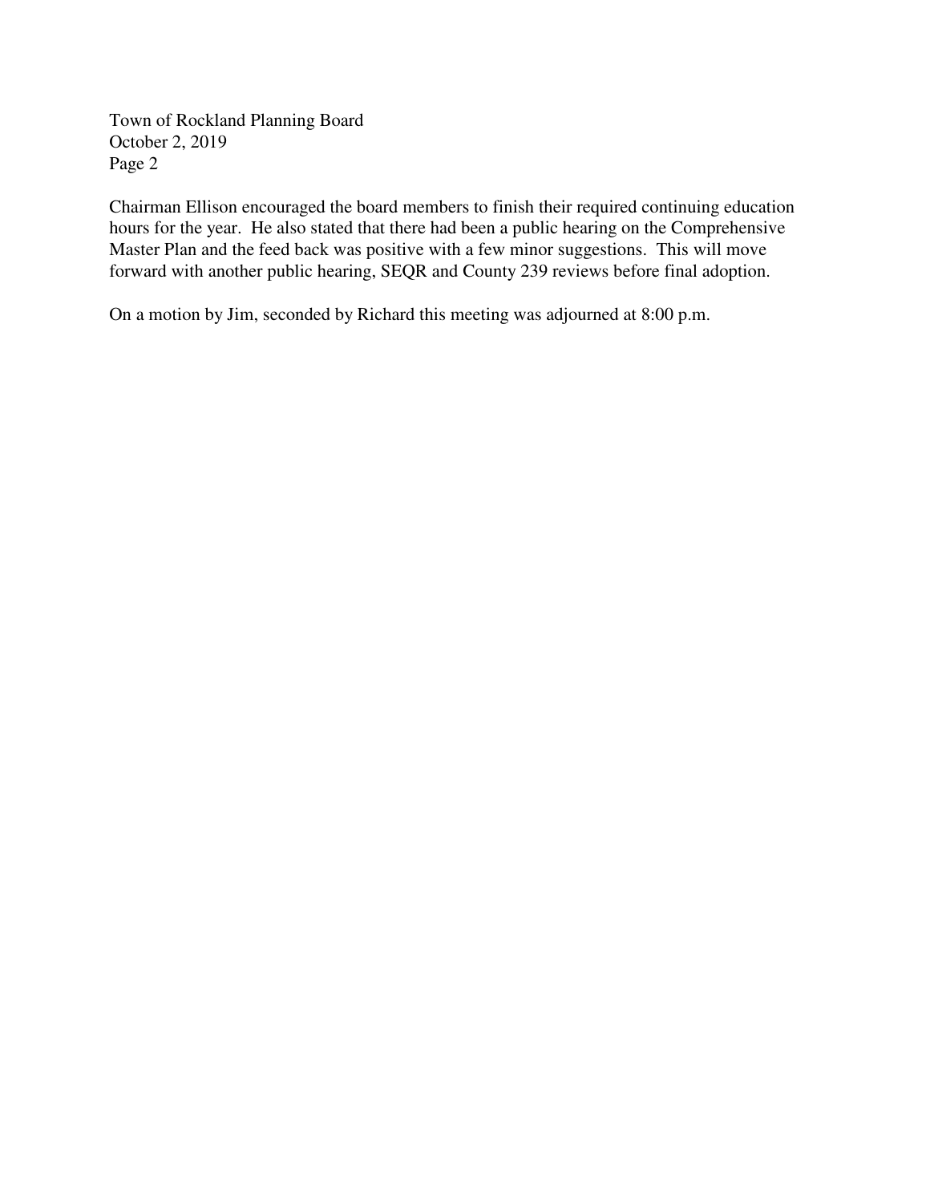Chairman Ellison encouraged the board members to finish their required continuing education hours for the year. He also stated that there had been a public hearing on the Comprehensive Master Plan and the feed back was positive with a few minor suggestions. This will move forward with another public hearing, SEQR and County 239 reviews before final adoption.

On a motion by Jim, seconded by Richard this meeting was adjourned at 8:00 p.m.